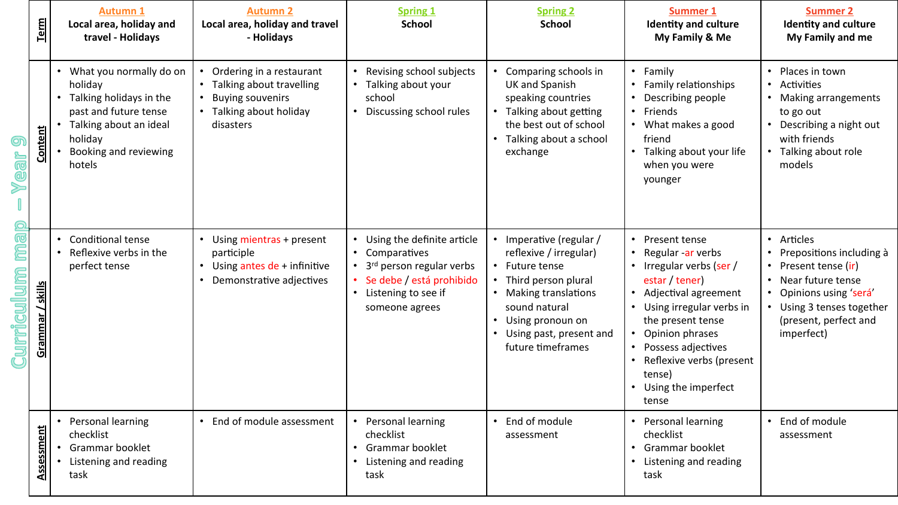# Curriculum map – Year 9

| Term | Autumn 1<br>Local area, holiday and travel - Holidays | Autumn 2<br>Local area, holiday and travel - Holidays | Spring 1<br>School | Spring 2<br>School | Summer 1<br>Identity and culture<br>My Family & Me | Summer 2<br>Identity and culture<br>My Family and me |
|---|---|---|---|---|---|---|
| Content | • What you normally do on holiday<br>• Talking holidays in the past and future tense<br>• Talking about an ideal holiday<br>• Booking and reviewing hotels | • Ordering in a restaurant<br>• Talking about travelling<br>• Buying souvenirs<br>• Talking about holiday disasters | • Revising school subjects<br>• Talking about your school<br>• Discussing school rules | • Comparing schools in UK and Spanish speaking countries<br>• Talking about getting the best out of school<br>• Talking about a school exchange | • Family<br>• Family relationships<br>• Describing people<br>• Friends<br>• What makes a good friend<br>• Talking about your life when you were younger | • Places in town<br>• Activities<br>• Making arrangements to go out<br>• Describing a night out with friends<br>• Talking about role models |
| Grammar / skills | • Conditional tense<br>• Reflexive verbs in the perfect tense | • Using mientras + present participle<br>• Using antes de + infinitive<br>• Demonstrative adjectives | • Using the definite article<br>• Comparatives<br>• 3rd person regular verbs<br>• Se debe / está prohibido<br>• Listening to see if someone agrees | • Imperative (regular / reflexive / irregular)<br>• Future tense<br>• Third person plural<br>• Making translations sound natural<br>• Using pronoun on<br>• Using past, present and future timeframes | • Present tense<br>• Regular -ar verbs<br>• Irregular verbs (ser / estar / tener)<br>• Adjectival agreement<br>• Using irregular verbs in the present tense<br>• Opinion phrases<br>• Possess adjectives<br>• Reflexive verbs (present tense)<br>• Using the imperfect tense | • Articles<br>• Prepositions including à<br>• Present tense (ir)<br>• Near future tense<br>• Opinions using 'será'<br>• Using 3 tenses together (present, perfect and imperfect) |
| Assessment | • Personal learning checklist<br>• Grammar booklet<br>• Listening and reading task | • End of module assessment | • Personal learning checklist<br>• Grammar booklet<br>• Listening and reading task | • End of module assessment | • Personal learning checklist<br>• Grammar booklet<br>• Listening and reading task | • End of module assessment |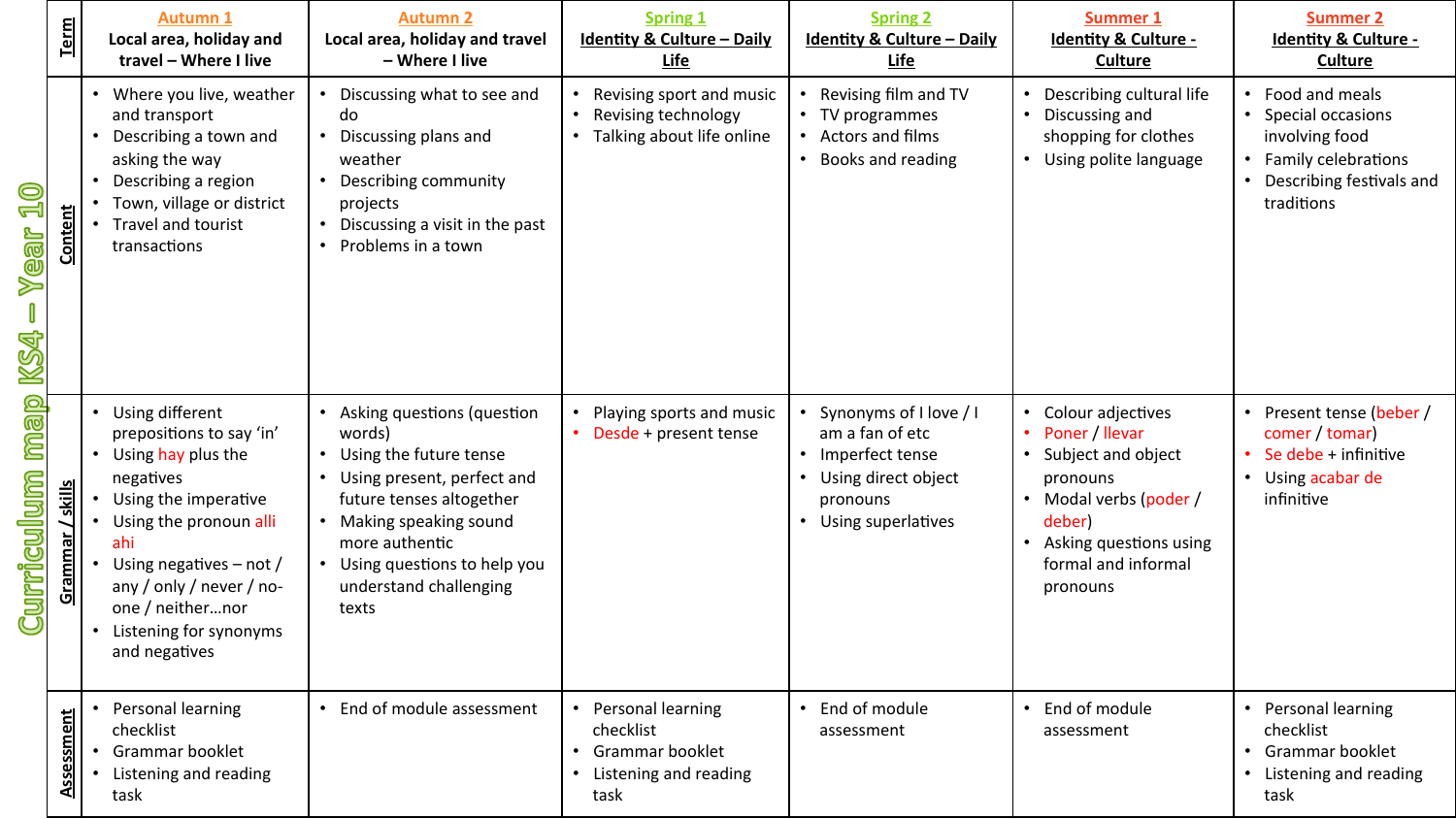# Curriculum map KS4 – Year 10

| Term | Autumn 1<br>Local area, holiday and travel – Where I live | Autumn 2<br>Local area, holiday and travel – Where I live | Spring 1<br>Identity & Culture – Daily Life | Spring 2<br>Identity & Culture – Daily Life | Summer 1<br>Identity & Culture - Culture | Summer 2<br>Identity & Culture - Culture |
|---|---|---|---|---|---|---|
| Content | • Where you live, weather and transport<br>• Describing a town and asking the way<br>• Describing a region<br>• Town, village or district<br>• Travel and tourist transactions | • Discussing what to see and do<br>• Discussing plans and weather<br>• Describing community projects<br>• Discussing a visit in the past<br>• Problems in a town | • Revising sport and music<br>• Revising technology<br>• Talking about life online | • Revising film and TV<br>• TV programmes<br>• Actors and films<br>• Books and reading | • Describing cultural life<br>• Discussing and shopping for clothes<br>• Using polite language | • Food and meals<br>• Special occasions involving food<br>• Family celebrations<br>• Describing festivals and traditions |
| Grammar / skills | • Using different prepositions to say 'in'<br>• Using hay plus the negatives<br>• Using the imperative<br>• Using the pronoun alli ahi<br>• Using negatives – not / any / only / never / no-one / neither…nor<br>• Listening for synonyms and negatives | • Asking questions (question words)<br>• Using the future tense<br>• Using present, perfect and future tenses altogether<br>• Making speaking sound more authentic<br>• Using questions to help you understand challenging texts | • Playing sports and music<br>• Desde + present tense | • Synonyms of I love / I am a fan of etc<br>• Imperfect tense<br>• Using direct object pronouns<br>• Using superlatives | • Colour adjectives<br>• Poner / llevar<br>• Subject and object pronouns<br>• Modal verbs (poder / deber)<br>• Asking questions using formal and informal pronouns | • Present tense (beber / comer / tomar)<br>• Se debe + infinitive<br>• Using acabar de infinitive |
| Assessment | • Personal learning checklist<br>• Grammar booklet<br>• Listening and reading task | • End of module assessment | • Personal learning checklist<br>• Grammar booklet<br>• Listening and reading task | • End of module assessment | • End of module assessment | • Personal learning checklist<br>• Grammar booklet<br>• Listening and reading task |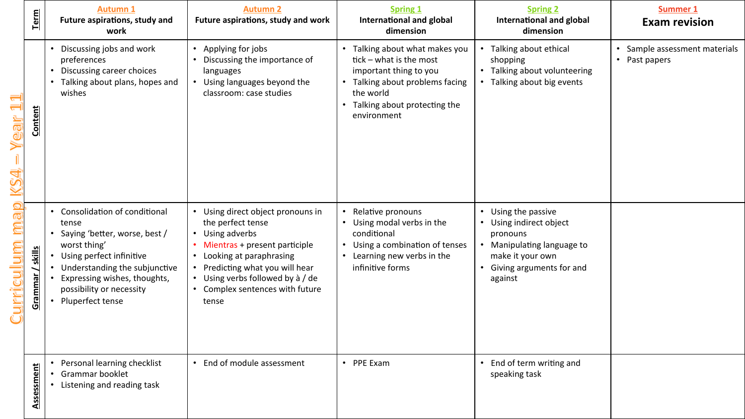# Curriculum map KS4 – Year 11

| Term | Autumn 1<br>Future aspirations, study and work | Autumn 2<br>Future aspirations, study and work | Spring 1<br>International and global dimension | Spring 2<br>International and global dimension | Summer 1<br>Exam revision |
|---|---|---|---|---|---|
| Content | • Discussing jobs and work preferences<br>• Discussing career choices<br>• Talking about plans, hopes and wishes | • Applying for jobs<br>• Discussing the importance of languages<br>• Using languages beyond the classroom: case studies | • Talking about what makes you tick – what is the most important thing to you<br>• Talking about problems facing the world<br>• Talking about protecting the environment | • Talking about ethical shopping<br>• Talking about volunteering<br>• Talking about big events | • Sample assessment materials<br>• Past papers |
| Grammar / skills | • Consolidation of conditional tense<br>• Saying 'better, worse, best / worst thing'<br>• Using perfect infinitive<br>• Understanding the subjunctive<br>• Expressing wishes, thoughts, possibility or necessity<br>• Pluperfect tense | • Using direct object pronouns in the perfect tense<br>• Using adverbs<br>• Mientras + present participle<br>• Looking at paraphrasing<br>• Predicting what you will hear<br>• Using verbs followed by à / de<br>• Complex sentences with future tense | • Relative pronouns<br>• Using modal verbs in the conditional<br>• Using a combination of tenses<br>• Learning new verbs in the infinitive forms | • Using the passive<br>• Using indirect object pronouns<br>• Manipulating language to make it your own<br>• Giving arguments for and against | |
| Assessment | • Personal learning checklist<br>• Grammar booklet<br>• Listening and reading task | • End of module assessment | • PPE Exam | • End of term writing and speaking task | |